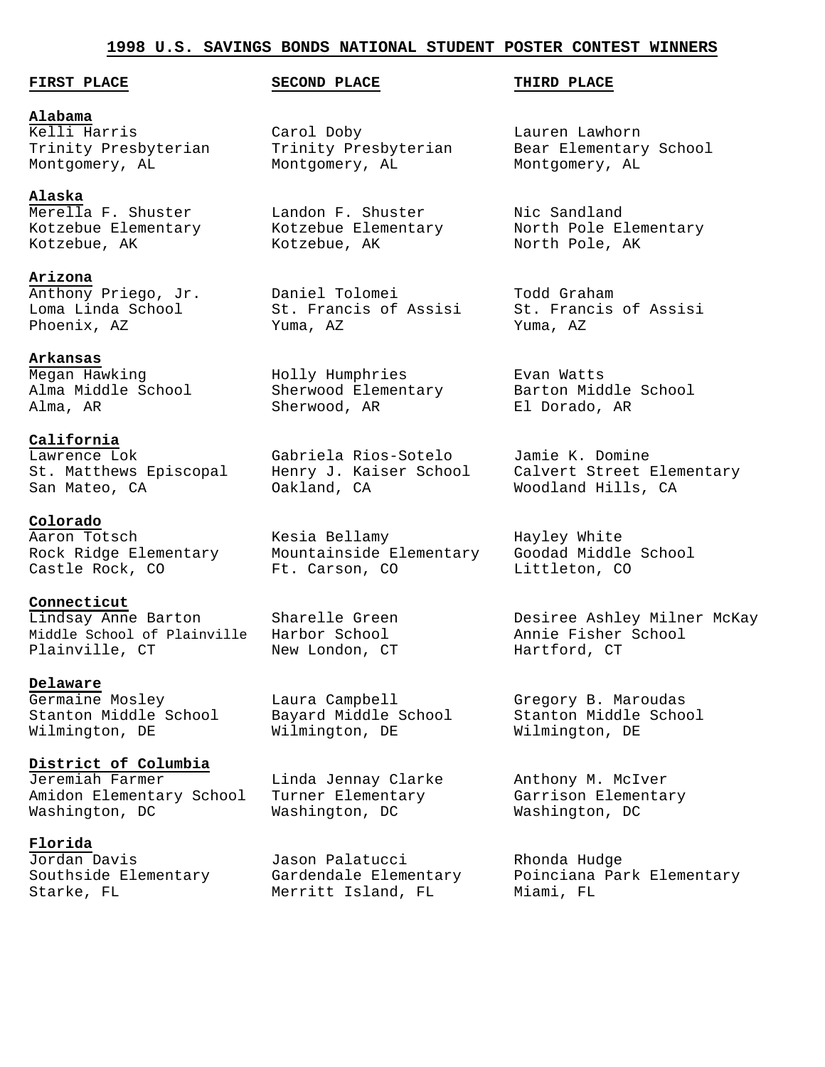# 1998 U.S. SAVINGS BONDS NATIONAL STUDENT POSTER CONTEST WINNERS

| | FIRST PLACE | SECOND PLACE | THIRD PLACE |
|---|---|---|---|
| **Alabama** | Kelli Harris<br>Trinity Presbyterian<br>Montgomery, AL | Carol Doby<br>Trinity Presbyterian<br>Montgomery, AL | Lauren Lawhorn<br>Bear Elementary School<br>Montgomery, AL |
| **Alaska** | Merella F. Shuster<br>Kotzebue Elementary<br>Kotzebue, AK | Landon F. Shuster<br>Kotzebue Elementary<br>Kotzebue, AK | Nic Sandland<br>North Pole Elementary<br>North Pole, AK |
| **Arizona** | Anthony Priego, Jr.<br>Loma Linda School<br>Phoenix, AZ | Daniel Tolomei<br>St. Francis of Assisi<br>Yuma, AZ | Todd Graham<br>St. Francis of Assisi<br>Yuma, AZ |
| **Arkansas** | Megan Hawking<br>Alma Middle School<br>Alma, AR | Holly Humphries<br>Sherwood Elementary<br>Sherwood, AR | Evan Watts<br>Barton Middle School<br>El Dorado, AR |
| **California** | Lawrence Lok<br>St. Matthews Episcopal<br>San Mateo, CA | Gabriela Rios-Sotelo<br>Henry J. Kaiser School<br>Oakland, CA | Jamie K. Domine<br>Calvert Street Elementary<br>Woodland Hills, CA |
| **Colorado** | Aaron Totsch<br>Rock Ridge Elementary<br>Castle Rock, CO | Kesia Bellamy<br>Mountainside Elementary<br>Ft. Carson, CO | Hayley White<br>Goodad Middle School<br>Littleton, CO |
| **Connecticut** | Lindsay Anne Barton<br>Middle School of Plainville<br>Plainville, CT | Sharelle Green<br>Harbor School<br>New London, CT | Desiree Ashley Milner McKay<br>Annie Fisher School<br>Hartford, CT |
| **Delaware** | Germaine Mosley<br>Stanton Middle School<br>Wilmington, DE | Laura Campbell<br>Bayard Middle School<br>Wilmington, DE | Gregory B. Maroudas<br>Stanton Middle School<br>Wilmington, DE |
| **District of Columbia** | Jeremiah Farmer<br>Amidon Elementary School<br>Washington, DC | Linda Jennay Clarke<br>Turner Elementary<br>Washington, DC | Anthony M. McIver<br>Garrison Elementary<br>Washington, DC |
| **Florida** | Jordan Davis<br>Southside Elementary<br>Starke, FL | Jason Palatucci<br>Gardendale Elementary<br>Merritt Island, FL | Rhonda Hudge<br>Poinciana Park Elementary<br>Miami, FL |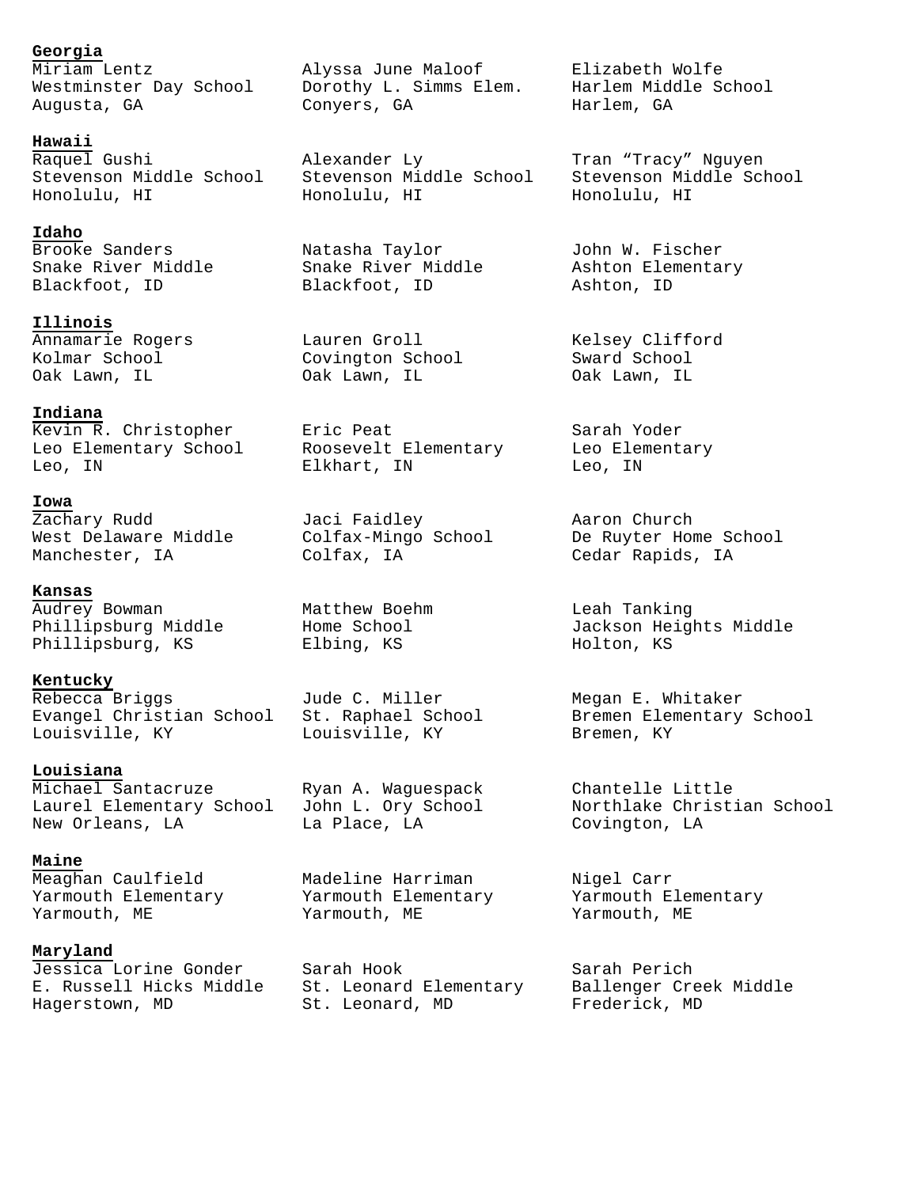**Georgia**

Miriam Lentz
Westminster Day School
Augusta, GA

Alyssa June Maloof
Dorothy L. Simms Elem.
Conyers, GA

Elizabeth Wolfe
Harlem Middle School
Harlem, GA

**Hawaii**

Raquel Gushi
Stevenson Middle School
Honolulu, HI

Alexander Ly
Stevenson Middle School
Honolulu, HI

Tran “Tracy” Nguyen
Stevenson Middle School
Honolulu, HI

**Idaho**

Brooke Sanders
Snake River Middle
Blackfoot, ID

Natasha Taylor
Snake River Middle
Blackfoot, ID

John W. Fischer
Ashton Elementary
Ashton, ID

**Illinois**

Annamarie Rogers
Kolmar School
Oak Lawn, IL

Lauren Groll
Covington School
Oak Lawn, IL

Kelsey Clifford
Sward School
Oak Lawn, IL

**Indiana**

Kevin R. Christopher
Leo Elementary School
Leo, IN

Eric Peat
Roosevelt Elementary
Elkhart, IN

Sarah Yoder
Leo Elementary
Leo, IN

**Iowa**

Zachary Rudd
West Delaware Middle
Manchester, IA

Jaci Faidley
Colfax-Mingo School
Colfax, IA

Aaron Church
De Ruyter Home School
Cedar Rapids, IA

**Kansas**

Audrey Bowman
Phillipsburg Middle
Phillipsburg, KS

Matthew Boehm
Home School
Elbing, KS

Leah Tanking
Jackson Heights Middle
Holton, KS

**Kentucky**

Rebecca Briggs
Evangel Christian School
Louisville, KY

Jude C. Miller
St. Raphael School
Louisville, KY

Megan E. Whitaker
Bremen Elementary School
Bremen, KY

**Louisiana**

Michael Santacruze
Laurel Elementary School
New Orleans, LA

Ryan A. Waguespack
John L. Ory School
La Place, LA

Chantelle Little
Northlake Christian School
Covington, LA

**Maine**

Meaghan Caulfield
Yarmouth Elementary
Yarmouth, ME

Madeline Harriman
Yarmouth Elementary
Yarmouth, ME

Nigel Carr
Yarmouth Elementary
Yarmouth, ME

**Maryland**

Jessica Lorine Gonder
E. Russell Hicks Middle
Hagerstown, MD

Sarah Hook
St. Leonard Elementary
St. Leonard, MD

Sarah Perich
Ballenger Creek Middle
Frederick, MD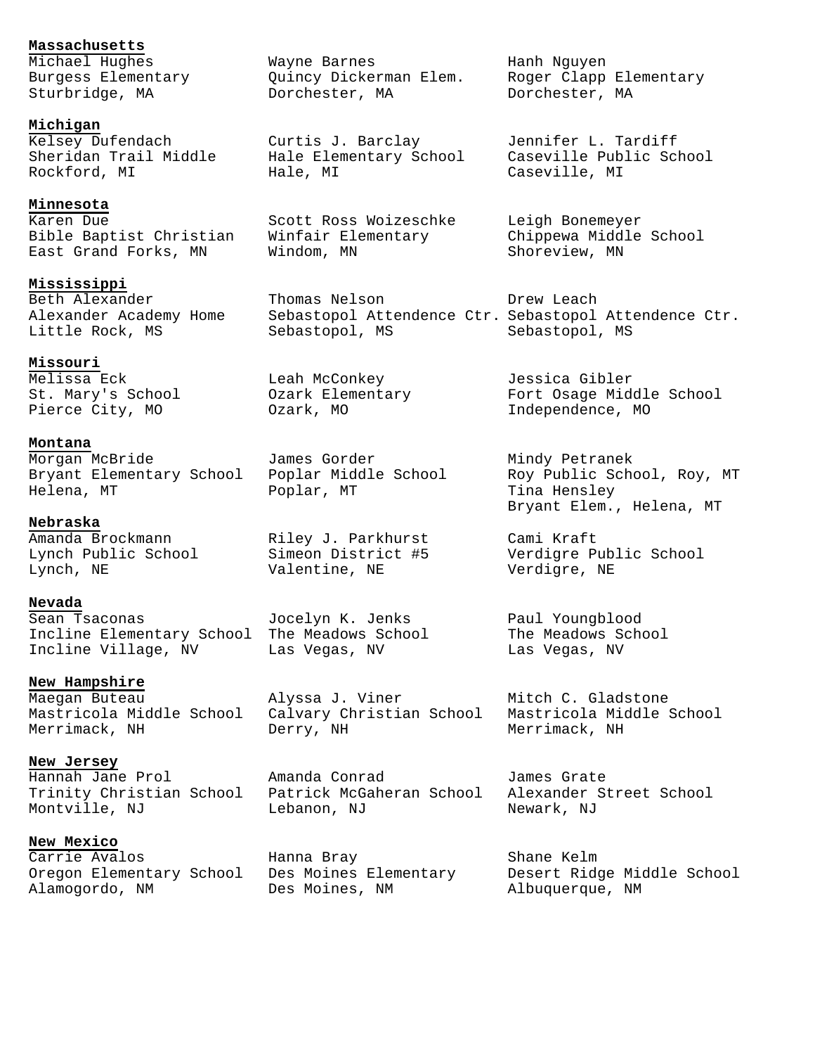**Massachusetts**

Michael Hughes
Burgess Elementary
Sturbridge, MA

Wayne Barnes
Quincy Dickerman Elem.
Dorchester, MA

Hanh Nguyen
Roger Clapp Elementary
Dorchester, MA

**Michigan**

Kelsey Dufendach
Sheridan Trail Middle
Rockford, MI

Curtis J. Barclay
Hale Elementary School
Hale, MI

Jennifer L. Tardiff
Caseville Public School
Caseville, MI

**Minnesota**

Karen Due
Bible Baptist Christian
East Grand Forks, MN

Scott Ross Woizeschke
Winfair Elementary
Windom, MN

Leigh Bonemeyer
Chippewa Middle School
Shoreview, MN

**Mississippi**

Beth Alexander
Alexander Academy Home
Little Rock, MS

Thomas Nelson
Sebastopol Attendence Ctr.
Sebastopol, MS

Drew Leach
Sebastopol Attendence Ctr.
Sebastopol, MS

**Missouri**

Melissa Eck
St. Mary's School
Pierce City, MO

Leah McConkey
Ozark Elementary
Ozark, MO

Jessica Gibler
Fort Osage Middle School
Independence, MO

**Montana**

Morgan McBride
Bryant Elementary School
Helena, MT

James Gorder
Poplar Middle School
Poplar, MT

Mindy Petranek
Roy Public School, Roy, MT
Tina Hensley
Bryant Elem., Helena, MT

**Nebraska**

Amanda Brockmann
Lynch Public School
Lynch, NE

Riley J. Parkhurst
Simeon District #5
Valentine, NE

Cami Kraft
Verdigre Public School
Verdigre, NE

**Nevada**

Sean Tsaconas
Incline Elementary School
Incline Village, NV

Jocelyn K. Jenks
The Meadows School
Las Vegas, NV

Paul Youngblood
The Meadows School
Las Vegas, NV

**New Hampshire**

Maegan Buteau
Mastricola Middle School
Merrimack, NH

Alyssa J. Viner
Calvary Christian School
Derry, NH

Mitch C. Gladstone
Mastricola Middle School
Merrimack, NH

**New Jersey**

Hannah Jane Prol
Trinity Christian School
Montville, NJ

Amanda Conrad
Patrick McGaheran School
Lebanon, NJ

James Grate
Alexander Street School
Newark, NJ

**New Mexico**

Carrie Avalos
Oregon Elementary School
Alamogordo, NM

Hanna Bray
Des Moines Elementary
Des Moines, NM

Shane Kelm
Desert Ridge Middle School
Albuquerque, NM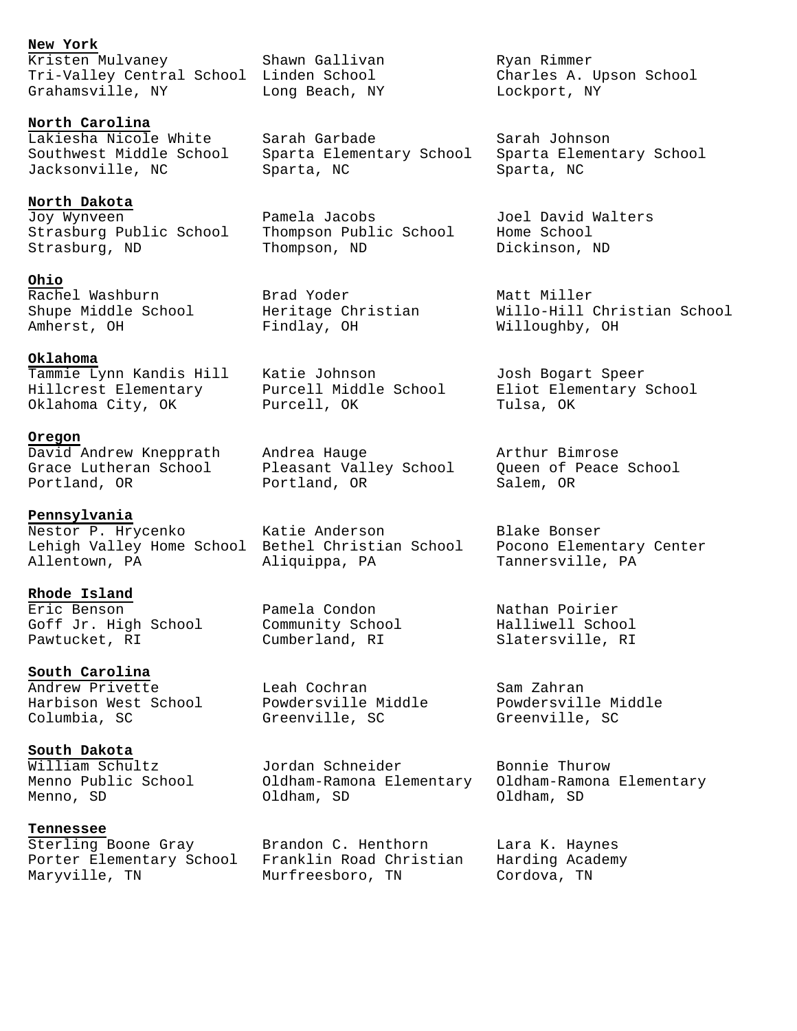**New York**

Kristen Mulvaney
Tri-Valley Central School
Grahamsville, NY

Shawn Gallivan
Linden School
Long Beach, NY

Ryan Rimmer
Charles A. Upson School
Lockport, NY

**North Carolina**

Lakiesha Nicole White
Southwest Middle School
Jacksonville, NC

Sarah Garbade
Sparta Elementary School
Sparta, NC

Sarah Johnson
Sparta Elementary School
Sparta, NC

**North Dakota**

Joy Wynveen
Strasburg Public School
Strasburg, ND

Pamela Jacobs
Thompson Public School
Thompson, ND

Joel David Walters
Home School
Dickinson, ND

**Ohio**

Rachel Washburn
Shupe Middle School
Amherst, OH

Brad Yoder
Heritage Christian
Findlay, OH

Matt Miller
Willo-Hill Christian School
Willoughby, OH

**Oklahoma**

Tammie Lynn Kandis Hill
Hillcrest Elementary
Oklahoma City, OK

Katie Johnson
Purcell Middle School
Purcell, OK

Josh Bogart Speer
Eliot Elementary School
Tulsa, OK

**Oregon**

David Andrew Knepprath
Grace Lutheran School
Portland, OR

Andrea Hauge
Pleasant Valley School
Portland, OR

Arthur Bimrose
Queen of Peace School
Salem, OR

**Pennsylvania**

Nestor P. Hrycenko
Lehigh Valley Home School
Allentown, PA

Katie Anderson
Bethel Christian School
Aliquippa, PA

Blake Bonser
Pocono Elementary Center
Tannersville, PA

**Rhode Island**

Eric Benson
Goff Jr. High School
Pawtucket, RI

Pamela Condon
Community School
Cumberland, RI

Nathan Poirier
Halliwell School
Slatersville, RI

**South Carolina**

Andrew Privette
Harbison West School
Columbia, SC

Leah Cochran
Powdersville Middle
Greenville, SC

Sam Zahran
Powdersville Middle
Greenville, SC

**South Dakota**

William Schultz
Menno Public School
Menno, SD

Jordan Schneider
Oldham-Ramona Elementary
Oldham, SD

Bonnie Thurow
Oldham-Ramona Elementary
Oldham, SD

**Tennessee**

Sterling Boone Gray
Porter Elementary School
Maryville, TN

Brandon C. Henthorn
Franklin Road Christian
Murfreesboro, TN

Lara K. Haynes
Harding Academy
Cordova, TN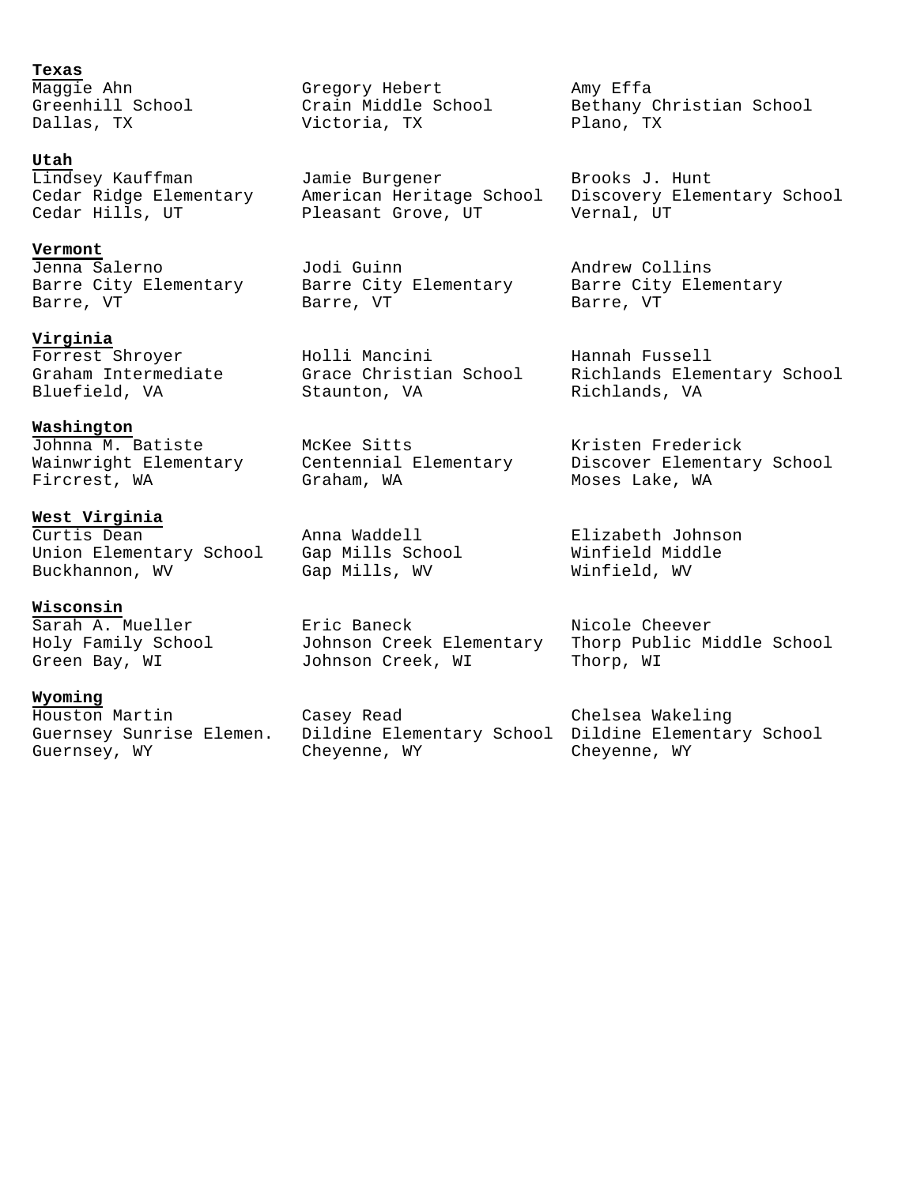**Texas**

Maggie Ahn
Greenhill School
Dallas, TX

Gregory Hebert
Crain Middle School
Victoria, TX

Amy Effa
Bethany Christian School
Plano, TX

**Utah**

Lindsey Kauffman
Cedar Ridge Elementary
Cedar Hills, UT

Jamie Burgener
American Heritage School
Pleasant Grove, UT

Brooks J. Hunt
Discovery Elementary School
Vernal, UT

**Vermont**

Jenna Salerno
Barre City Elementary
Barre, VT

Jodi Guinn
Barre City Elementary
Barre, VT

Andrew Collins
Barre City Elementary
Barre, VT

**Virginia**

Forrest Shroyer
Graham Intermediate
Bluefield, VA

Holli Mancini
Grace Christian School
Staunton, VA

Hannah Fussell
Richlands Elementary School
Richlands, VA

**Washington**

Johnna M. Batiste
Wainwright Elementary
Fircrest, WA

McKee Sitts
Centennial Elementary
Graham, WA

Kristen Frederick
Discover Elementary School
Moses Lake, WA

**West Virginia**

Curtis Dean
Union Elementary School
Buckhannon, WV

Anna Waddell
Gap Mills School
Gap Mills, WV

Elizabeth Johnson
Winfield Middle
Winfield, WV

**Wisconsin**

Sarah A. Mueller
Holy Family School
Green Bay, WI

Eric Baneck
Johnson Creek Elementary
Johnson Creek, WI

Nicole Cheever
Thorp Public Middle School
Thorp, WI

**Wyoming**

Houston Martin
Guernsey Sunrise Elemen.
Guernsey, WY

Casey Read
Dildine Elementary School
Cheyenne, WY

Chelsea Wakeling
Dildine Elementary School
Cheyenne, WY